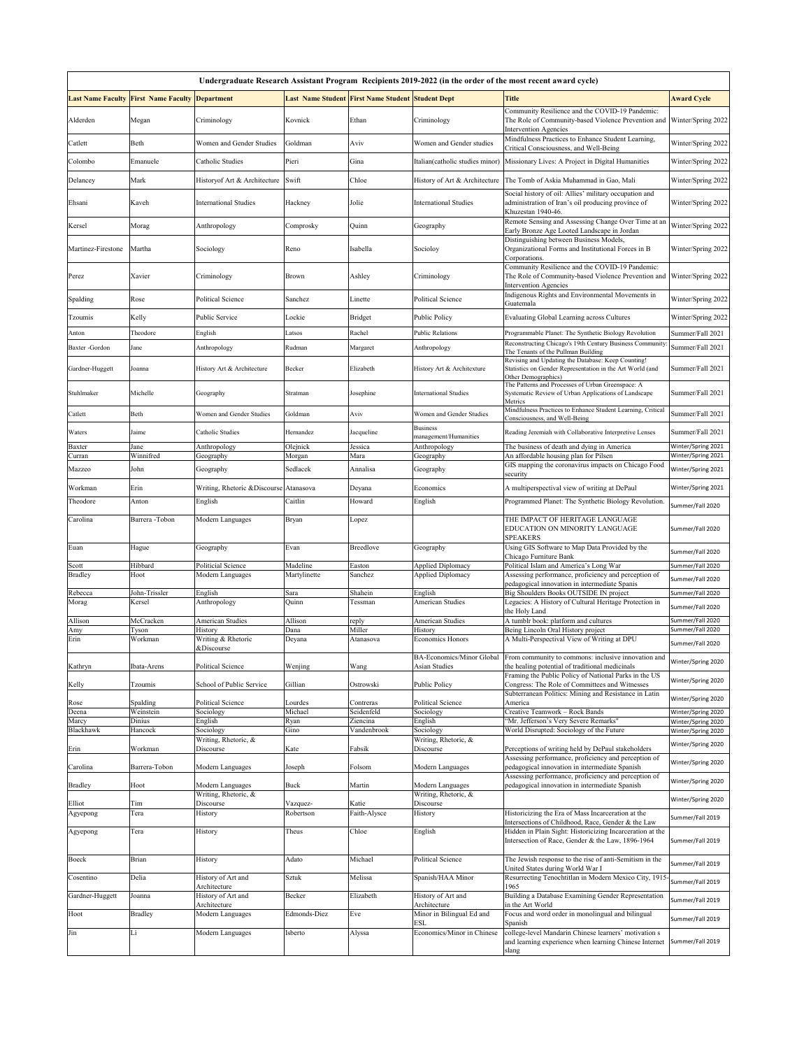| Undergraduate Research Assistant Program Recipients 2019-2022 (in the order of the most recent award cycle) | | | | | | | |
|---|---|---|---|---|---|---|---|
| **Last Name Faculty** | **First Name Faculty** | **Department** | **Last Name Student** | **First Name Student** | **Student Dept** | **Title** | **Award Cycle** |
| Alderden | Megan | Criminology | Kovnick | Ethan | Criminology | Community Resilience and the COVID-19 Pandemic: The Role of Community-based Violence Prevention and Intervention Agencies | Winter/Spring 2022 |
| Catlett | Beth | Women and Gender Studies | Goldman | Aviv | Women and Gender studies | Mindfulness Practices to Enhance Student Learning, Critical Consciousness, and Well-Being | Winter/Spring 2022 |
| Colombo | Emanuele | Catholic Studies | Pieri | Gina | Italian(catholic studies minor) | Missionary Lives: A Project in Digital Humanities | Winter/Spring 2022 |
| Delancey | Mark | Historyof Art & Architecture | Swift | Chloe | History of Art & Architecture | The Tomb of Askia Muhammad in Gao, Mali | Winter/Spring 2022 |
| Ehsani | Kaveh | International Studies | Hackney | Jolie | International Studies | Social history of oil: Allies' military occupation and administration of Iran's oil producing province of Khuzestan 1940-46. | Winter/Spring 2022 |
| Kersel | Morag | Anthropology | Comprosky | Quinn | Geography | Remote Sensing and Assessing Change Over Time at an Early Bronze Age Looted Landscape in Jordan | Winter/Spring 2022 |
| Martinez-Firestone | Martha | Sociology | Reno | Isabella | Socioloy | Distinguishing between Business Models, Organizational Forms and Institutional Forces in B Corporations. | Winter/Spring 2022 |
| Perez | Xavier | Criminology | Brown | Ashley | Criminology | Community Resilience and the COVID-19 Pandemic: The Role of Community-based Violence Prevention and Intervention Agencies | Winter/Spring 2022 |
| Spalding | Rose | Political Science | Sanchez | Linette | Political Science | Indigenous Rights and Environmental Movements in Guatemala | Winter/Spring 2022 |
| Tzoumis | Kelly | Public Service | Lockie | Bridget | Public Policy | Evaluating Global Learning across Cultures | Winter/Spring 2022 |
| Anton | Theodore | English | Latsos | Rachel | Public Relations | Programmable Planet: The Synthetic Biology Revolution | Summer/Fall 2021 |
| Baxter -Gordon | Jane | Anthropology | Rudman | Margaret | Anthropology | Reconstructing Chicago's 19th Century Business Community: The Tenants of the Pullman Building | Summer/Fall 2021 |
| Gardner-Huggett | Joanna | History Art & Architecture | Becker | Elizabeth | History Art & Architexture | Revising and Updating the Database: Keep Counting! Statistics on Gender Representation in the Art World (and Other Demographics) | Summer/Fall 2021 |
| Stuhlmaker | Michelle | Geography | Stratman | Josephine | International Studies | The Patterns and Processes of Urban Greenspace: A Systematic Review of Urban Applications of Landscape Metrics | Summer/Fall 2021 |
| Catlett | Beth | Women and Gender Studies | Goldman | Aviv | Women and Gender Studies | Mindfulness Practices to Enhance Student Learning, Critical Consciousness, and Well-Being | Summer/Fall 2021 |
| Waters | Jaime | Catholic Studies | Hernandez | Jacqueline | Business management/Humanities | Reading Jeremiah with Collaborative Interpretive Lenses | Summer/Fall 2021 |
| Baxter | Jane | Anthropology | Olejnick | Jessica | Anthropology | The business of death and dying in America | Winter/Spring 2021 |
| Curran | Winnifred | Geography | Morgan | Mara | Geography | An affordable housing plan for Pilsen | Winter/Spring 2021 |
| Mazzeo | John | Geography | Sedlacek | Annalisa | Geography | GIS mapping the coronavirus impacts on Chicago Food security | Winter/Spring 2021 |
| Workman | Erin | Writing, Rhetoric &Discourse | Atanasova | Deyana | Economics | A multiperspectival view of writing at DePaul | Winter/Spring 2021 |
| Theodore | Anton | English | Caitlin | Howard | English | Programmed Planet: The Synthetic Biology Revolution. | Summer/Fall 2020 |
| Carolina | Barrera -Tobon | Modern Languages | Bryan | Lopez | | THE IMPACT OF HERITAGE LANGUAGE EDUCATION ON MINORITY LANGUAGE SPEAKERS | Summer/Fall 2020 |
| Euan | Hague | Geography | Evan | Breedlove | Geography | Using GIS Software to Map Data Provided by the Chicago Furniture Bank | Summer/Fall 2020 |
| Scott | Hibbard | Politicial Science | Madeline | Easton | Applied Diplomacy | Political Islam and America's Long War | Summer/Fall 2020 |
| Bradley | Hoot | Modern Languages | Martylinette | Sanchez | Applied Diplomacy | Assessing performance, proficiency and perception of pedagogical innovation in intermediate Spanis | Summer/Fall 2020 |
| Rebecca | John-Trissler | English | Sara | Shahein | English | Big Shoulders Books OUTSIDE IN project | Summer/Fall 2020 |
| Morag | Kersel | Anthropology | Quinn | Tessman | American Studies | Legacies: A History of Cultural Heritage Protection in the Holy Land | Summer/Fall 2020 |
| Allison | McCracken | American Studies | Allison | reply | American Studies | A tumblr book: platform and cultures | Summer/Fall 2020 |
| Amy | Tyson | History | Dana | Miller | History | Being Lincoln Oral History project | Summer/Fall 2020 |
| Erin | Workman | Writing & Rhetoric &Discourse | Deyana | Atanasova | Economics Honors | A Multi-Perspectival View of Writing at DPU | Summer/Fall 2020 |
| Kathryn | Ibata-Arens | Political Science | Wenjing | Wang | BA-Economics/Minor Global Asian Studies | From community to commons: inclusive innovation and the healing potential of traditional medicinals | Winter/Spring 2020 |
| Kelly | Tzoumis | School of Public Service | Gillian | Ostrowski | Public Policy | Framing the Public Policy of National Parks in the US Congress: The Role of Committees and Witnesses | Winter/Spring 2020 |
| Rose | Spalding | Political Science | Lourdes | Contreras | Political Science | Subterranean Politics: Mining and Resistance in Latin America | Winter/Spring 2020 |
| Deena | Weinstein | Sociology | Michael | Seidenfeld | Sociology | Creative Teamwork – Rock Bands | Winter/Spring 2020 |
| Marcy | Dinius | English | Ryan | Ziencina | English | "Mr. Jefferson's Very Severe Remarks" | Winter/Spring 2020 |
| Blackhawk | Hancock | Sociology | Gino | Vandenbrook | Sociology | World Disrupted: Sociology of the Future | Winter/Spring 2020 |
| Erin | Workman | Writing, Rhetoric, & Discourse | Kate | Fabsik | Writing, Rhetoric, & Discourse | Perceptions of writing held by DePaul stakeholders | Winter/Spring 2020 |
| Carolina | Barrera-Tobon | Modern Languages | Joseph | Folsom | Modern Languages | Assessing performance, proficiency and perception of pedagogical innovation in intermediate Spanish | Winter/Spring 2020 |
| Bradley | Hoot | Modern Languages | Buck | Martin | Modern Languages | Assessing performance, proficiency and perception of pedagogical innovation in intermediate Spanish | Winter/Spring 2020 |
| Elliot | Tim | Writing, Rhetoric, & Discourse | Vazquez- | Katie | Writing, Rhetoric, & Discourse | | Winter/Spring 2020 |
| Agyepong | Tera | History | Robertson | Faith-Alysce | History | Historicizing the Era of Mass Incarceration at the Intersections of Childhood, Race, Gender & the Law | Summer/Fall 2019 |
| Agyepong | Tera | History | Theus | Chloe | English | Hidden in Plain Sight: Historicizing Incarceration at the Intersection of Race, Gender & the Law, 1896-1964 | Summer/Fall 2019 |
| Boeck | Brian | History | Adato | Michael | Political Science | The Jewish response to the rise of anti-Semitism in the United States during World War I | Summer/Fall 2019 |
| Cosentino | Delia | History of Art and Architecture | Sztuk | Melissa | Spanish/HAA Minor | Resurrecting Tenochtitlan in Modern Mexico City, 1915-1965 | Summer/Fall 2019 |
| Gardner-Huggett | Joanna | History of Art and Architecture | Becker | Elizabeth | History of Art and Architecture | Building a Database Examining Gender Representation in the Art World | Summer/Fall 2019 |
| Hoot | Bradley | Modern Languages | Edmonds-Diez | Eve | Minor in Bilingual Ed and ESL | Focus and word order in monolingual and bilingual Spanish | Summer/Fall 2019 |
| Jin | Li | Modern Languages | Isberto | Alyssa | Economics/Minor in Chinese | college-level Mandarin Chinese learners' motivation s and learning experience when learning Chinese Internet slang | Summer/Fall 2019 |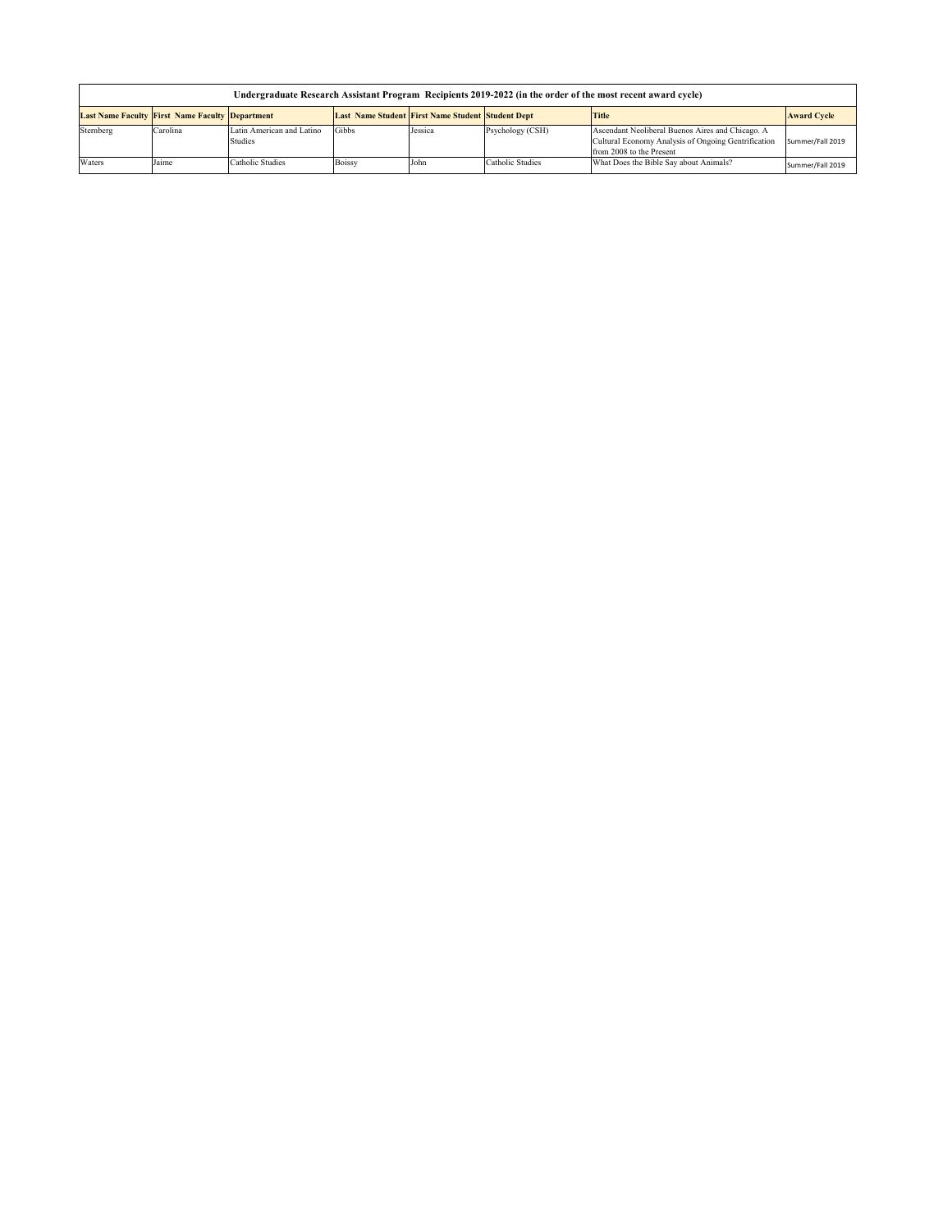**Undergraduate Research Assistant Program Recipients 2019-2022 (in the order of the most recent award cycle)**

| Last Name Faculty | First Name Faculty | Department | Last Name Student | First Name Student | Student Dept | Title | Award Cycle |
|---|---|---|---|---|---|---|---|
| Sternberg | Carolina | Latin American and Latino Studies | Gibbs | Jessica | Psychology (CSH) | Ascendant Neoliberal Buenos Aires and Chicago. A Cultural Economy Analysis of Ongoing Gentrification from 2008 to the Present | Summer/Fall 2019 |
| Waters | Jaime | Catholic Studies | Boissy | John | Catholic Studies | What Does the Bible Say about Animals? | Summer/Fall 2019 |